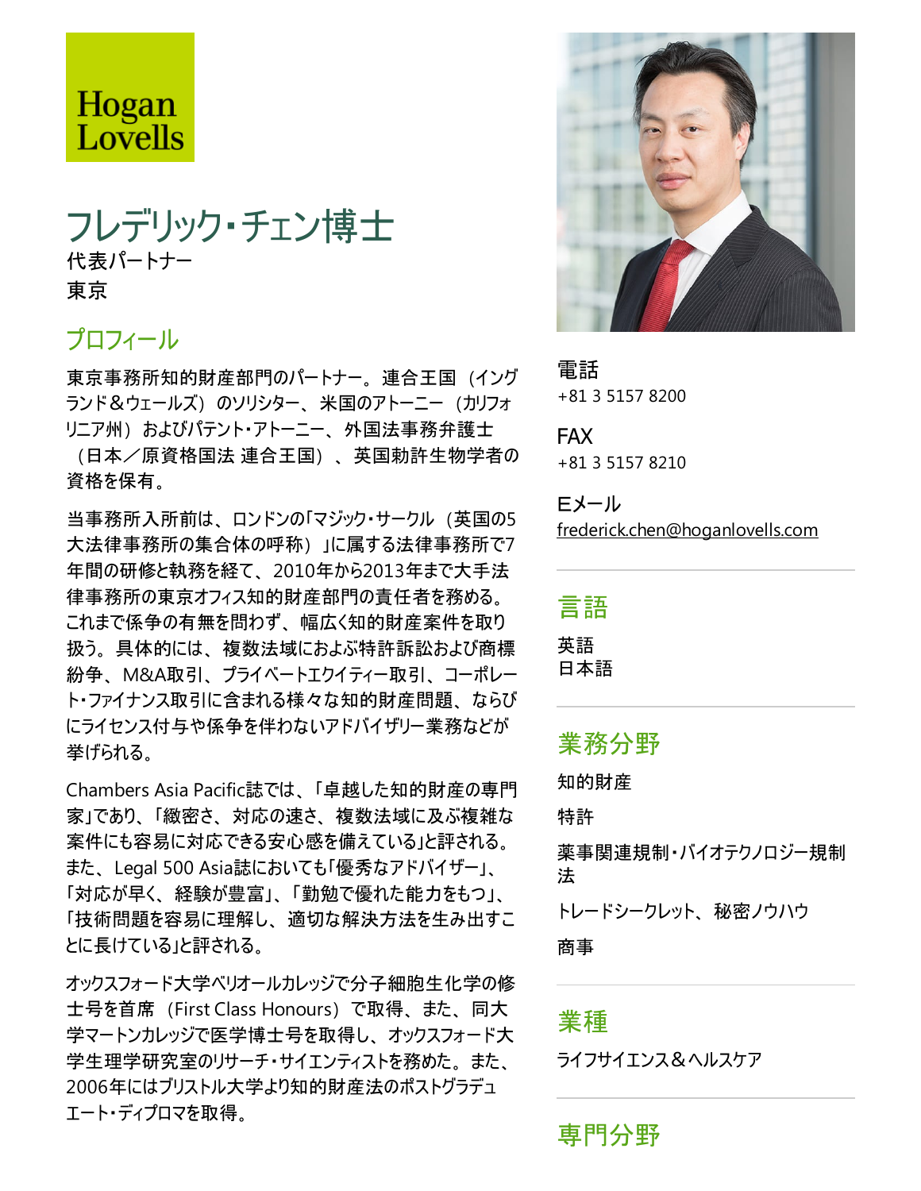Hogan Lovells

# フレデリック・チェン博士

代表パートナー
東京

## プロフィール

東京事務所知的財産部門のパートナー。連合王国（イングランド＆ウェールズ）のソリシター、米国のアトーニー（カリフォルニア州）およびパテント・アトーニー、外国法事務弁護士（日本／原資格国法 連合王国）、英国勅許生物学者の資格を保有。

当事務所入所前は、ロンドンの「マジック・サークル（英国の5大法律事務所の集合体の呼称）」に属する法律事務所で7年間の研修と執務を経て、2010年から2013年まで大手法律事務所の東京オフィス知的財産部門の責任者を務める。これまで係争の有無を問わず、幅広く知的財産案件を取り扱う。具体的には、複数法域におよぶ特許訴訟および商標紛争、M&A取引、プライベートエクイティー取引、コーポレート・ファイナンス取引に含まれる様々な知的財産問題、ならびにライセンス付与や係争を伴わないアドバイザリー業務などが挙げられる。

Chambers Asia Pacific誌では、「卓越した知的財産の専門家」であり、「緻密さ、対応の速さ、複数法域に及ぶ複雑な案件にも容易に対応できる安心感を備えている」と評される。また、Legal 500 Asia誌においても「優秀なアドバイザー」、「対応が早く、経験が豊富」、「勤勉で優れた能力をもつ」、「技術問題を容易に理解し、適切な解決方法を生み出すことに長けている」と評される。

オックスフォード大学ベリオールカレッジで分子細胞生化学の修士号を首席（First Class Honours）で取得、また、同大学マートンカレッジで医学博士号を取得し、オックスフォード大学生理学研究室のリサーチ・サイエンティストを務めた。また、2006年にはブリストル大学より知的財産法のポストグラデュエート・ディプロマを取得。

電話
+81 3 5157 8200

FAX
+81 3 5157 8210

Eメール
frederick.chen@hoganlovells.com

## 言語

英語
日本語

## 業務分野

知的財産

特許

薬事関連規制・バイオテクノロジー規制法

トレードシークレット、秘密ノウハウ

商事

## 業種

ライフサイエンス＆ヘルスケア

## 専門分野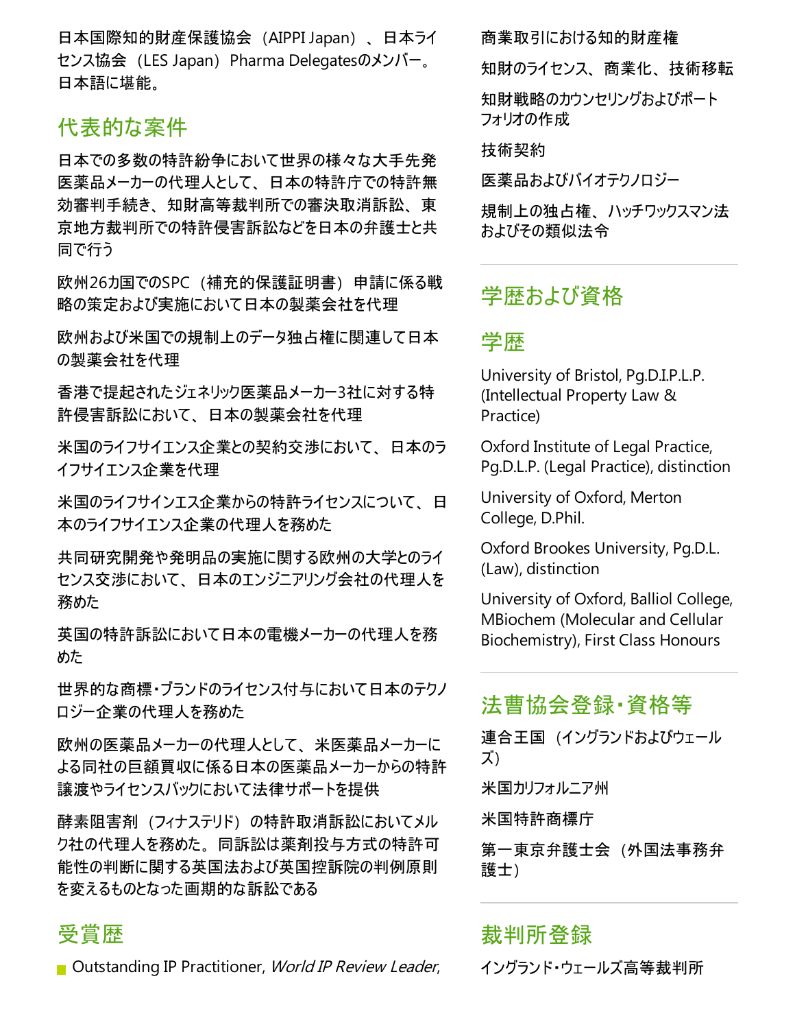日本国際知的財産保護協会（AIPPI Japan）、日本ライセンス協会（LES Japan）Pharma Delegatesのメンバー。日本語に堪能。

## 代表的な案件

日本での多数の特許紛争において世界の様々な大手先発医薬品メーカーの代理人として、日本の特許庁での特許無効審判手続き、知財高等裁判所での審決取消訴訟、東京地方裁判所での特許侵害訴訟などを日本の弁護士と共同で行う

欧州26カ国でのSPC（補充的保護証明書）申請に係る戦略の策定および実施において日本の製薬会社を代理

欧州および米国での規制上のデータ独占権に関連して日本の製薬会社を代理

香港で提起されたジェネリック医薬品メーカー3社に対する特許侵害訴訟において、日本の製薬会社を代理

米国のライフサイエンス企業との契約交渉において、日本のライフサイエンス企業を代理

米国のライフサインエス企業からの特許ライセンスについて、日本のライフサイエンス企業の代理人を務めた

共同研究開発や発明品の実施に関する欧州の大学とのライセンス交渉において、日本のエンジニアリング会社の代理人を務めた

英国の特許訴訟において日本の電機メーカーの代理人を務めた

世界的な商標・ブランドのライセンス付与において日本のテクノロジー企業の代理人を務めた

欧州の医薬品メーカーの代理人として、米医薬品メーカーによる同社の巨額買収に係る日本の医薬品メーカーからの特許譲渡やライセンスバックにおいて法律サポートを提供

酵素阻害剤（フィナステリド）の特許取消訴訟においてメルク社の代理人を務めた。同訴訟は薬剤投与方式の特許可能性の判断に関する英国法および英国控訴院の判例原則を変えるものとなった画期的な訴訟である

## 受賞歴

- Outstanding IP Practitioner, *World IP Review Leader*,

商業取引における知的財産権

知財のライセンス、商業化、技術移転

知財戦略のカウンセリングおよびポートフォリオの作成

技術契約

医薬品およびバイオテクノロジー

規制上の独占権、ハッチワックスマン法およびその類似法令

## 学歴および資格

### 学歴

University of Bristol, Pg.D.I.P.L.P. (Intellectual Property Law & Practice)

Oxford Institute of Legal Practice, Pg.D.L.P. (Legal Practice), distinction

University of Oxford, Merton College, D.Phil.

Oxford Brookes University, Pg.D.L. (Law), distinction

University of Oxford, Balliol College, MBiochem (Molecular and Cellular Biochemistry), First Class Honours

## 法曹協会登録・資格等

連合王国（イングランドおよびウェールズ）

米国カリフォルニア州

米国特許商標庁

第一東京弁護士会（外国法事務弁護士）

## 裁判所登録

イングランド・ウェールズ高等裁判所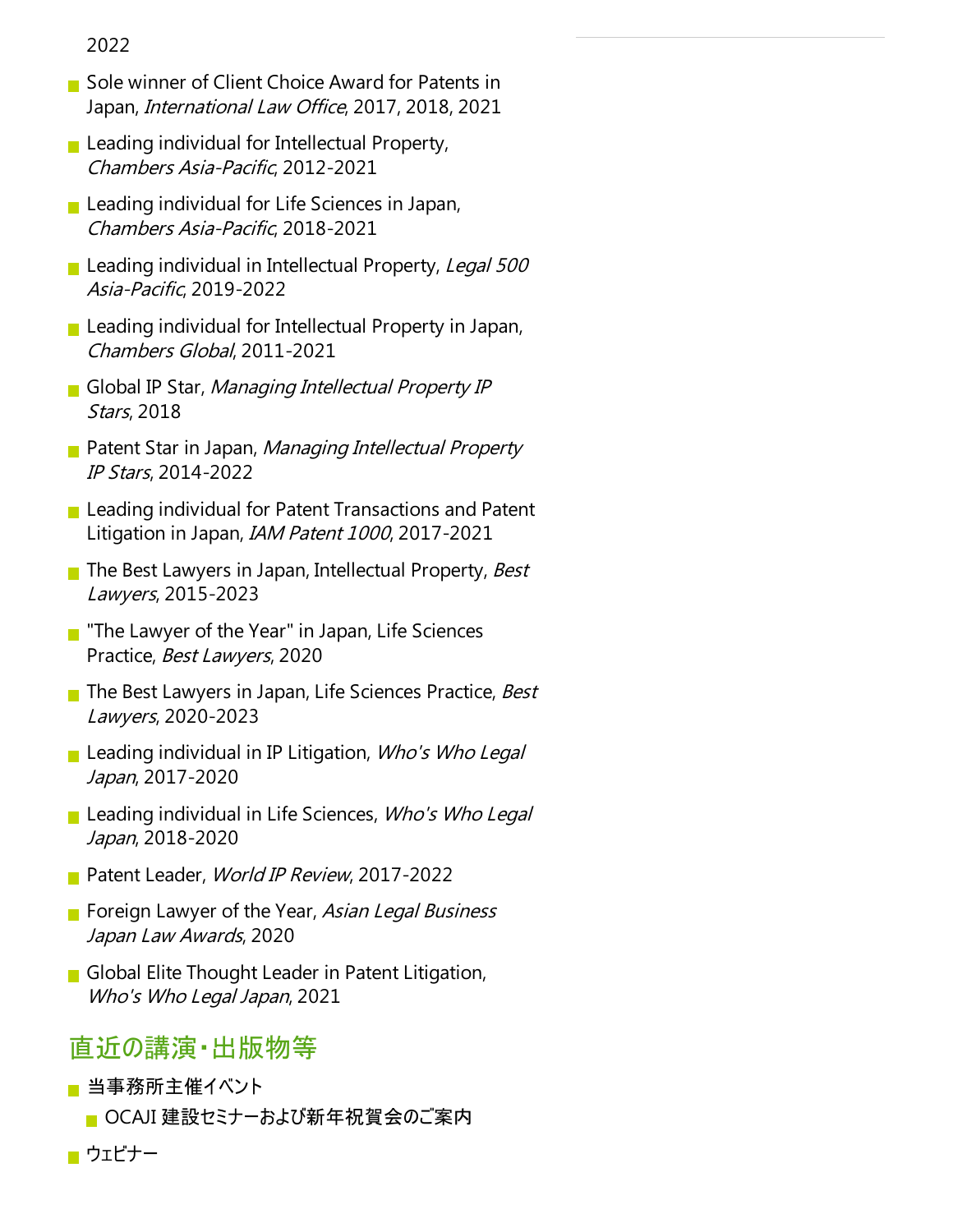2022

- Sole winner of Client Choice Award for Patents in Japan, *International Law Office*, 2017, 2018, 2021
- Leading individual for Intellectual Property, *Chambers Asia-Pacific*, 2012-2021
- Leading individual for Life Sciences in Japan, *Chambers Asia-Pacific*, 2018-2021
- Leading individual in Intellectual Property, *Legal 500 Asia-Pacific*, 2019-2022
- Leading individual for Intellectual Property in Japan, *Chambers Global*, 2011-2021
- Global IP Star, *Managing Intellectual Property IP Stars*, 2018
- Patent Star in Japan, *Managing Intellectual Property IP Stars*, 2014-2022
- Leading individual for Patent Transactions and Patent Litigation in Japan, *IAM Patent 1000*, 2017-2021
- The Best Lawyers in Japan, Intellectual Property, *Best Lawyers*, 2015-2023
- "The Lawyer of the Year" in Japan, Life Sciences Practice, *Best Lawyers*, 2020
- The Best Lawyers in Japan, Life Sciences Practice, *Best Lawyers*, 2020-2023
- Leading individual in IP Litigation, *Who's Who Legal Japan*, 2017-2020
- Leading individual in Life Sciences, *Who's Who Legal Japan*, 2018-2020
- Patent Leader, *World IP Review*, 2017-2022
- Foreign Lawyer of the Year, *Asian Legal Business Japan Law Awards*, 2020
- Global Elite Thought Leader in Patent Litigation, *Who's Who Legal Japan*, 2021

## 直近の講演・出版物等

- 当事務所主催イベント
  - OCAJI 建設セミナーおよび新年祝賀会のご案内
- ウェビナー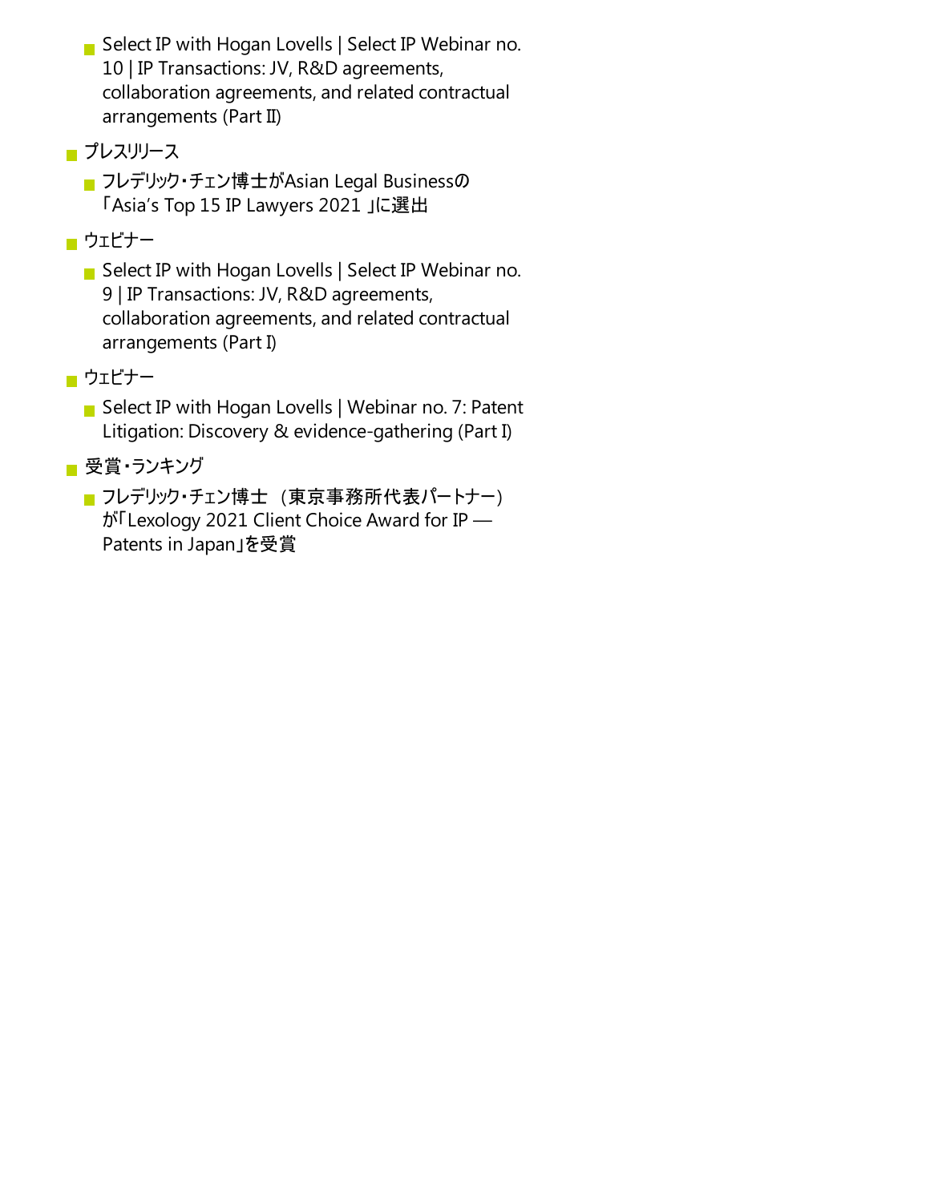- Select IP with Hogan Lovells | Select IP Webinar no. 10 | IP Transactions: JV, R&D agreements, collaboration agreements, and related contractual arrangements (Part II)

- プレスリリース
  - フレデリック・チェン博士がAsian Legal Businessの「Asia's Top 15 IP Lawyers 2021 」に選出

- ウェビナー
  - Select IP with Hogan Lovells | Select IP Webinar no. 9 | IP Transactions: JV, R&D agreements, collaboration agreements, and related contractual arrangements (Part I)

- ウェビナー
  - Select IP with Hogan Lovells | Webinar no. 7: Patent Litigation: Discovery & evidence-gathering (Part I)

- 受賞・ランキング
  - フレデリック・チェン博士 （東京事務所代表パートナー）が「Lexology 2021 Client Choice Award for IP — Patents in Japan」を受賞